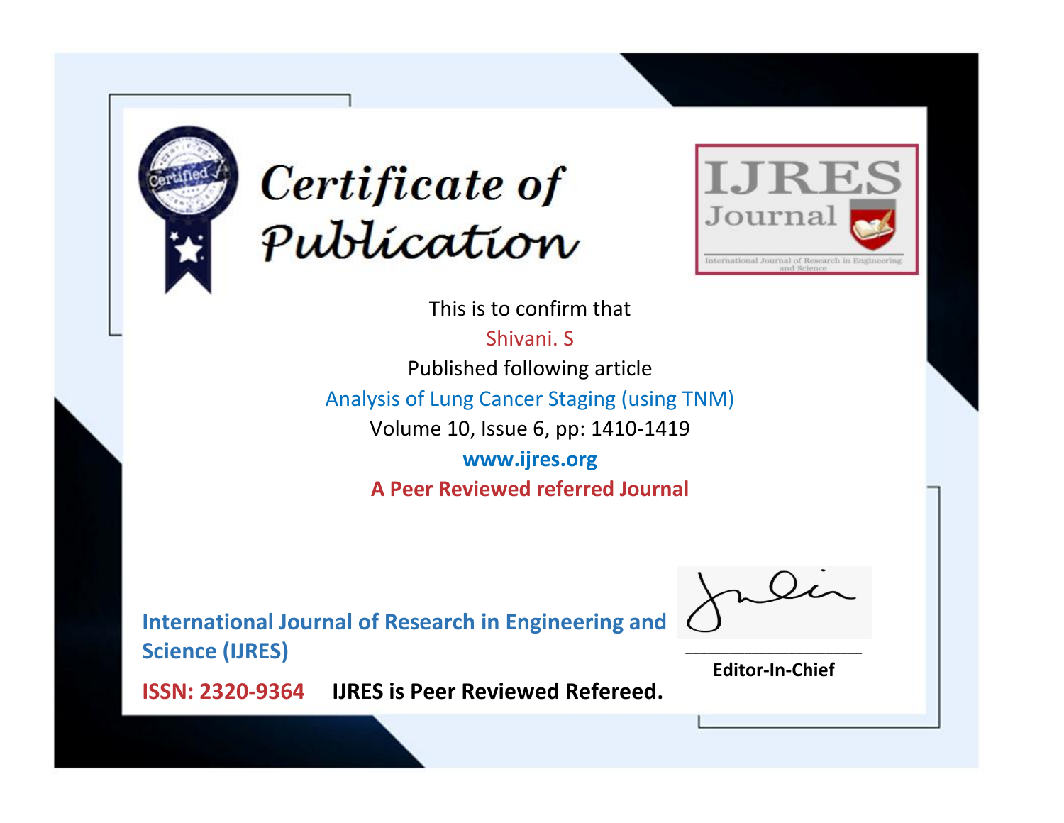# Certificate of Publication

IJRES Journal

International Journal of Research in Engineering and Science

This is to confirm that

Shivani. S

Published following article

Analysis of Lung Cancer Staging (using TNM)

Volume 10, Issue 6, pp: 1410-1419

**www.ijres.org**

**A Peer Reviewed referred Journal**

**International Journal of Research in Engineering and Science (IJRES)**

**ISSN: 2320-9364** **IJRES is Peer Reviewed Refereed.**

**Editor-In-Chief**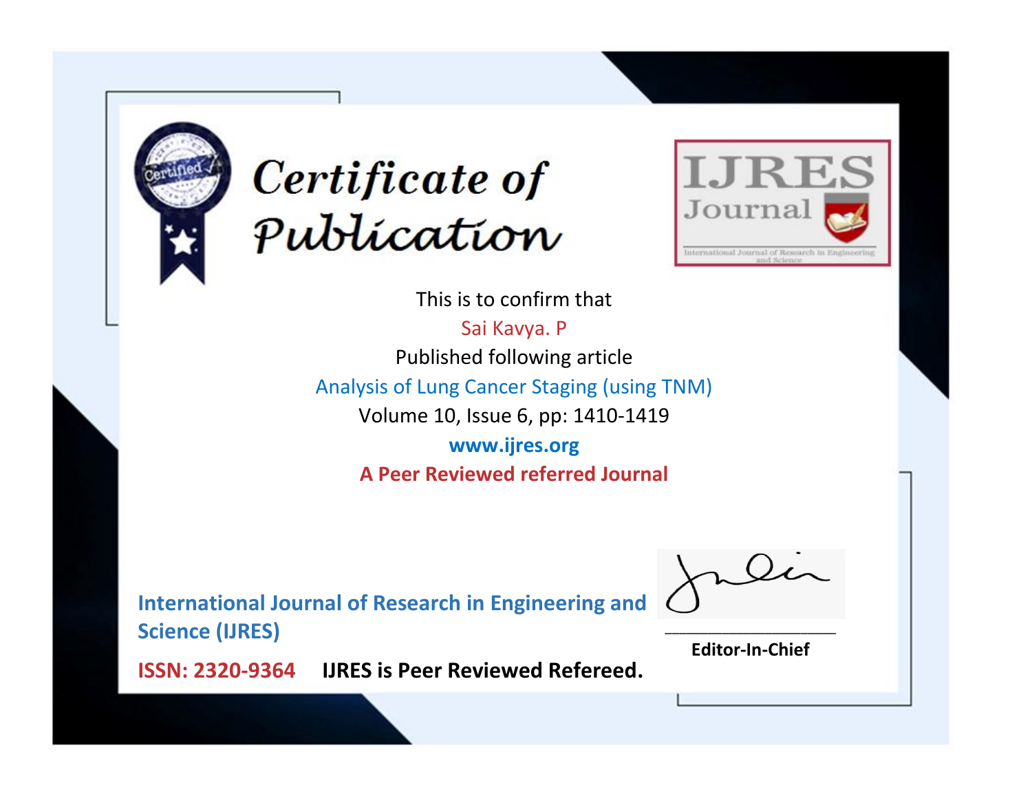# Certificate of Publication

IJRES Journal

International Journal of Research in Engineering and Science

This is to confirm that

Sai Kavya. P

Published following article

Analysis of Lung Cancer Staging (using TNM)

Volume 10, Issue 6, pp: 1410-1419

**www.ijres.org**

**A Peer Reviewed referred Journal**

**International Journal of Research in Engineering and Science (IJRES)**

**ISSN: 2320-9364** **IJRES is Peer Reviewed Refereed.**

**Editor-In-Chief**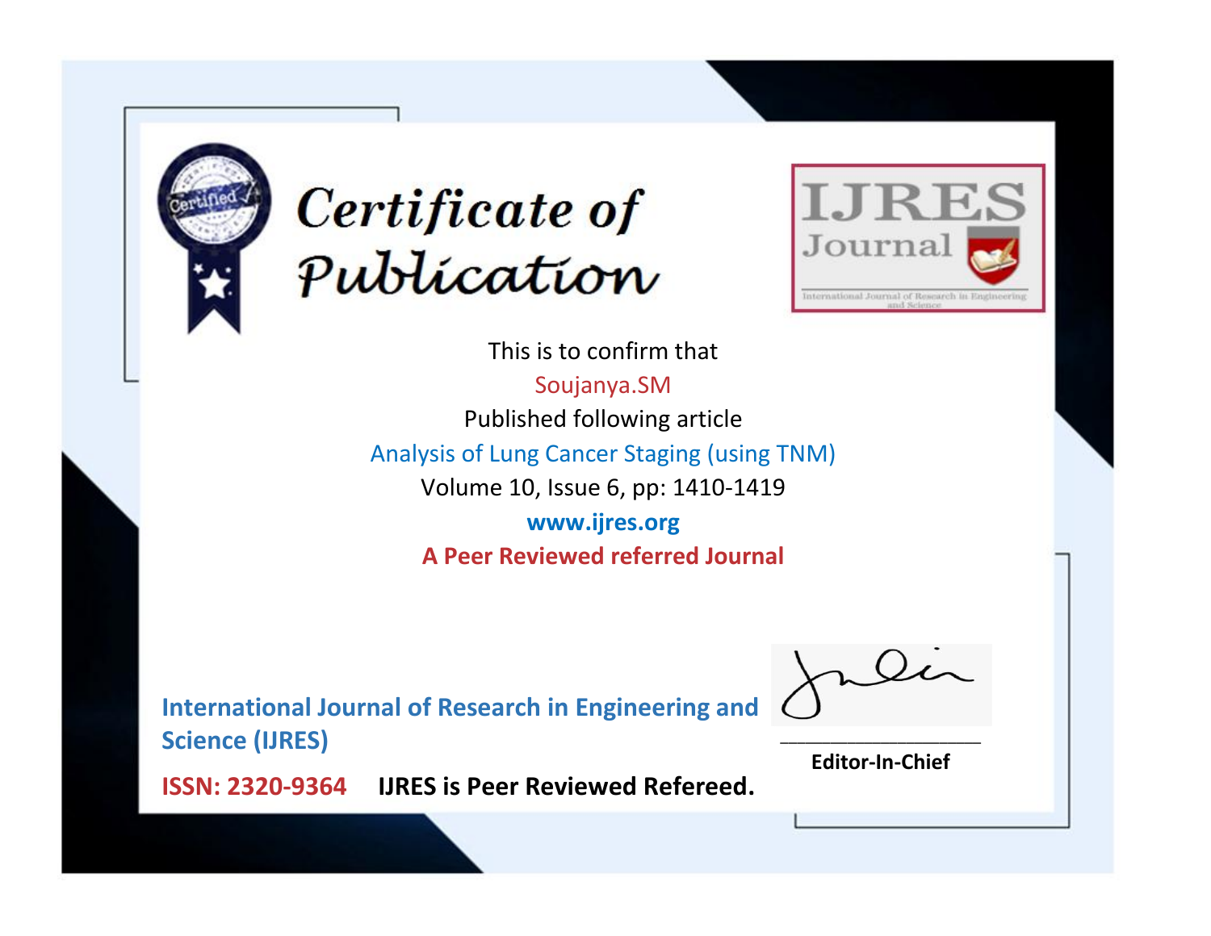# Certificate of Publication

IJRES Journal

International Journal of Research in Engineering and Science

This is to confirm that

Soujanya.SM

Published following article

Analysis of Lung Cancer Staging (using TNM)

Volume 10, Issue 6, pp: 1410-1419

**www.ijres.org**

**A Peer Reviewed referred Journal**

**International Journal of Research in Engineering and Science (IJRES)**

**ISSN: 2320-9364** **IJRES is Peer Reviewed Refereed.**

**Editor-In-Chief**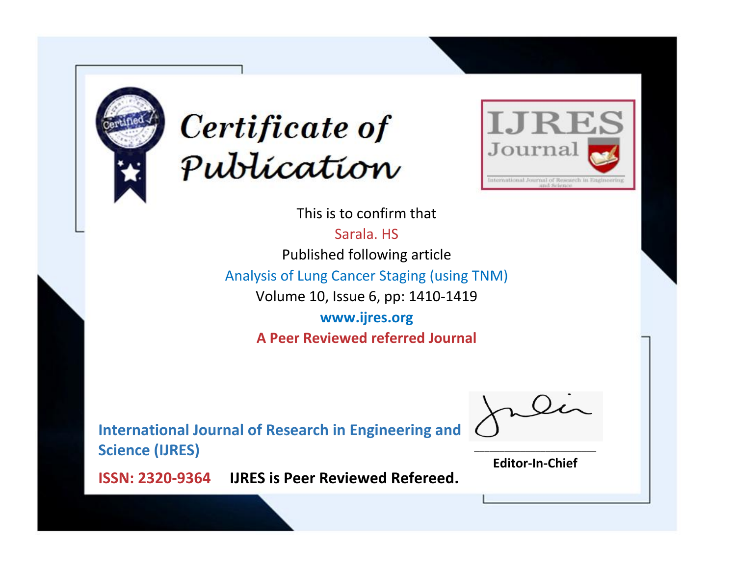# Certificate of Publication

IJRES Journal

International Journal of Research in Engineering and Science

This is to confirm that

Sarala. HS

Published following article

Analysis of Lung Cancer Staging (using TNM)

Volume 10, Issue 6, pp: 1410-1419

www.ijres.org

**A Peer Reviewed referred Journal**

**International Journal of Research in Engineering and Science (IJRES)**

**ISSN: 2320-9364** **IJRES is Peer Reviewed Refereed.**

**Editor-In-Chief**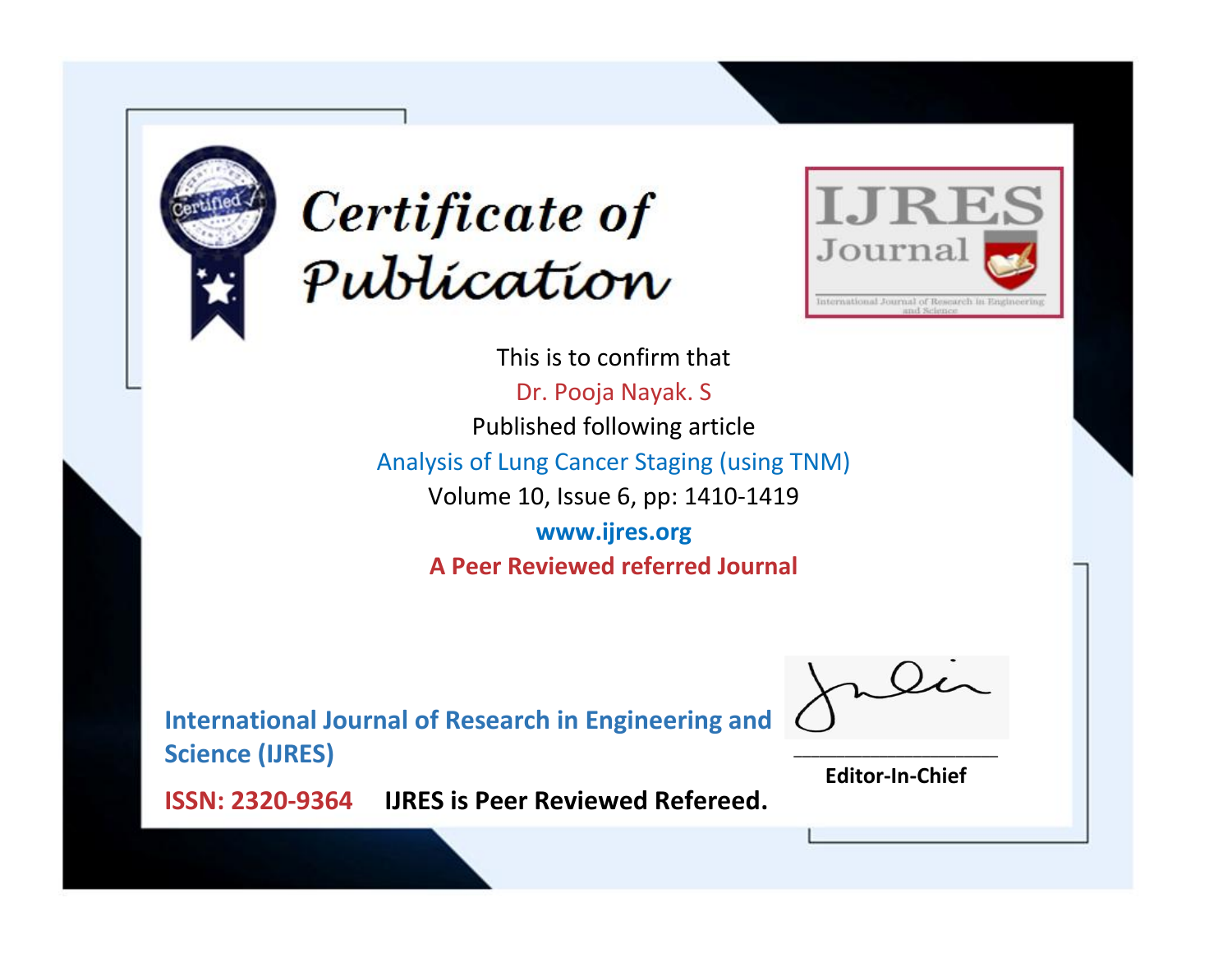# Certificate of Publication

IJRES Journal

International Journal of Research in Engineering and Science

This is to confirm that

Dr. Pooja Nayak. S

Published following article

Analysis of Lung Cancer Staging (using TNM)

Volume 10, Issue 6, pp: 1410-1419

**www.ijres.org**

**A Peer Reviewed referred Journal**

**International Journal of Research in Engineering and Science (IJRES)**

**ISSN: 2320-9364** **IJRES is Peer Reviewed Refereed.**

**Editor-In-Chief**